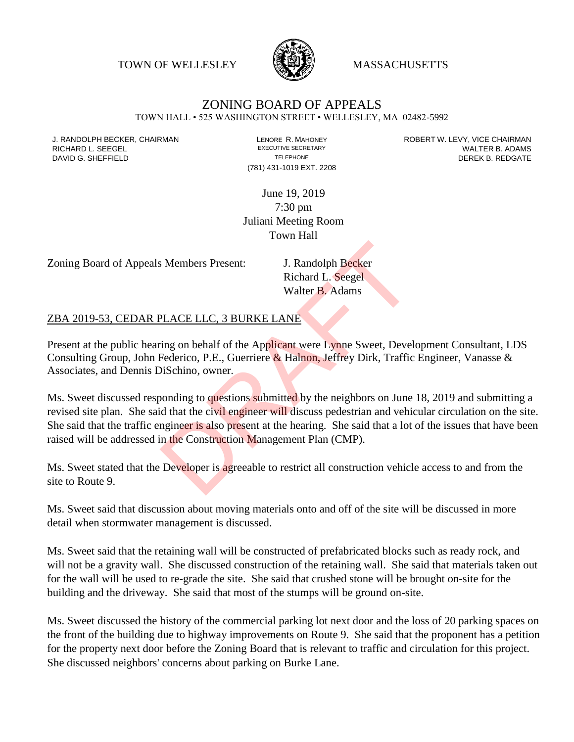TOWN OF WELLESLEY MASSACHUSETTS

# ZONING BOARD OF APPEALS

TOWN HALL • 525 WASHINGTON STREET • WELLESLEY, MA 02482-5992

J. RANDOLPH BECKER, CHAIRMAN
RICHARD L. SEEGEL
DAVID G. SHEFFIELD

LENORE R. MAHONEY
EXECUTIVE SECRETARY
TELEPHONE
(781) 431-1019 EXT. 2208

ROBERT W. LEVY, VICE CHAIRMAN
WALTER B. ADAMS
DEREK B. REDGATE

June 19, 2019
7:30 pm
Juliani Meeting Room
Town Hall

Zoning Board of Appeals Members Present: J. Randolph Becker
Richard L. Seegel
Walter B. Adams

ZBA 2019-53, CEDAR PLACE LLC, 3 BURKE LANE

Present at the public hearing on behalf of the Applicant were Lynne Sweet, Development Consultant, LDS Consulting Group, John Federico, P.E., Guerriere & Halnon, Jeffrey Dirk, Traffic Engineer, Vanasse & Associates, and Dennis DiSchino, owner.

Ms. Sweet discussed responding to questions submitted by the neighbors on June 18, 2019 and submitting a revised site plan. She said that the civil engineer will discuss pedestrian and vehicular circulation on the site. She said that the traffic engineer is also present at the hearing. She said that a lot of the issues that have been raised will be addressed in the Construction Management Plan (CMP).

Ms. Sweet stated that the Developer is agreeable to restrict all construction vehicle access to and from the site to Route 9.

Ms. Sweet said that discussion about moving materials onto and off of the site will be discussed in more detail when stormwater management is discussed.

Ms. Sweet said that the retaining wall will be constructed of prefabricated blocks such as ready rock, and will not be a gravity wall. She discussed construction of the retaining wall. She said that materials taken out for the wall will be used to re-grade the site. She said that crushed stone will be brought on-site for the building and the driveway. She said that most of the stumps will be ground on-site.

Ms. Sweet discussed the history of the commercial parking lot next door and the loss of 20 parking spaces on the front of the building due to highway improvements on Route 9. She said that the proponent has a petition for the property next door before the Zoning Board that is relevant to traffic and circulation for this project. She discussed neighbors' concerns about parking on Burke Lane.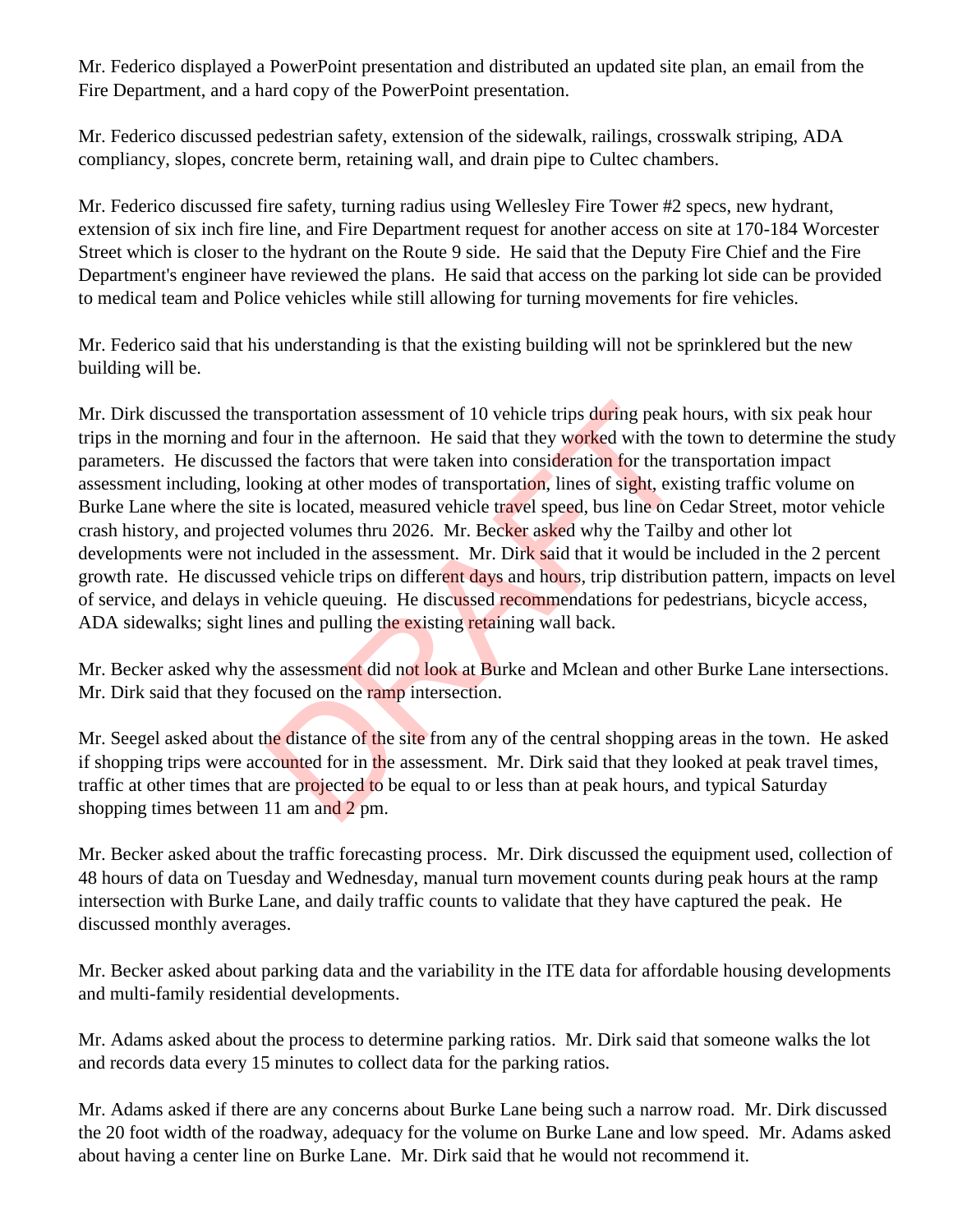Mr. Federico displayed a PowerPoint presentation and distributed an updated site plan, an email from the Fire Department, and a hard copy of the PowerPoint presentation.

Mr. Federico discussed pedestrian safety, extension of the sidewalk, railings, crosswalk striping, ADA compliancy, slopes, concrete berm, retaining wall, and drain pipe to Cultec chambers.

Mr. Federico discussed fire safety, turning radius using Wellesley Fire Tower #2 specs, new hydrant, extension of six inch fire line, and Fire Department request for another access on site at 170-184 Worcester Street which is closer to the hydrant on the Route 9 side. He said that the Deputy Fire Chief and the Fire Department's engineer have reviewed the plans. He said that access on the parking lot side can be provided to medical team and Police vehicles while still allowing for turning movements for fire vehicles.

Mr. Federico said that his understanding is that the existing building will not be sprinklered but the new building will be.

Mr. Dirk discussed the transportation assessment of 10 vehicle trips during peak hours, with six peak hour trips in the morning and four in the afternoon. He said that they worked with the town to determine the study parameters. He discussed the factors that were taken into consideration for the transportation impact assessment including, looking at other modes of transportation, lines of sight, existing traffic volume on Burke Lane where the site is located, measured vehicle travel speed, bus line on Cedar Street, motor vehicle crash history, and projected volumes thru 2026. Mr. Becker asked why the Tailby and other lot developments were not included in the assessment. Mr. Dirk said that it would be included in the 2 percent growth rate. He discussed vehicle trips on different days and hours, trip distribution pattern, impacts on level of service, and delays in vehicle queuing. He discussed recommendations for pedestrians, bicycle access, ADA sidewalks; sight lines and pulling the existing retaining wall back.

Mr. Becker asked why the assessment did not look at Burke and Mclean and other Burke Lane intersections. Mr. Dirk said that they focused on the ramp intersection.

Mr. Seegel asked about the distance of the site from any of the central shopping areas in the town. He asked if shopping trips were accounted for in the assessment. Mr. Dirk said that they looked at peak travel times, traffic at other times that are projected to be equal to or less than at peak hours, and typical Saturday shopping times between 11 am and 2 pm.

Mr. Becker asked about the traffic forecasting process. Mr. Dirk discussed the equipment used, collection of 48 hours of data on Tuesday and Wednesday, manual turn movement counts during peak hours at the ramp intersection with Burke Lane, and daily traffic counts to validate that they have captured the peak. He discussed monthly averages.

Mr. Becker asked about parking data and the variability in the ITE data for affordable housing developments and multi-family residential developments.

Mr. Adams asked about the process to determine parking ratios. Mr. Dirk said that someone walks the lot and records data every 15 minutes to collect data for the parking ratios.

Mr. Adams asked if there are any concerns about Burke Lane being such a narrow road. Mr. Dirk discussed the 20 foot width of the roadway, adequacy for the volume on Burke Lane and low speed. Mr. Adams asked about having a center line on Burke Lane. Mr. Dirk said that he would not recommend it.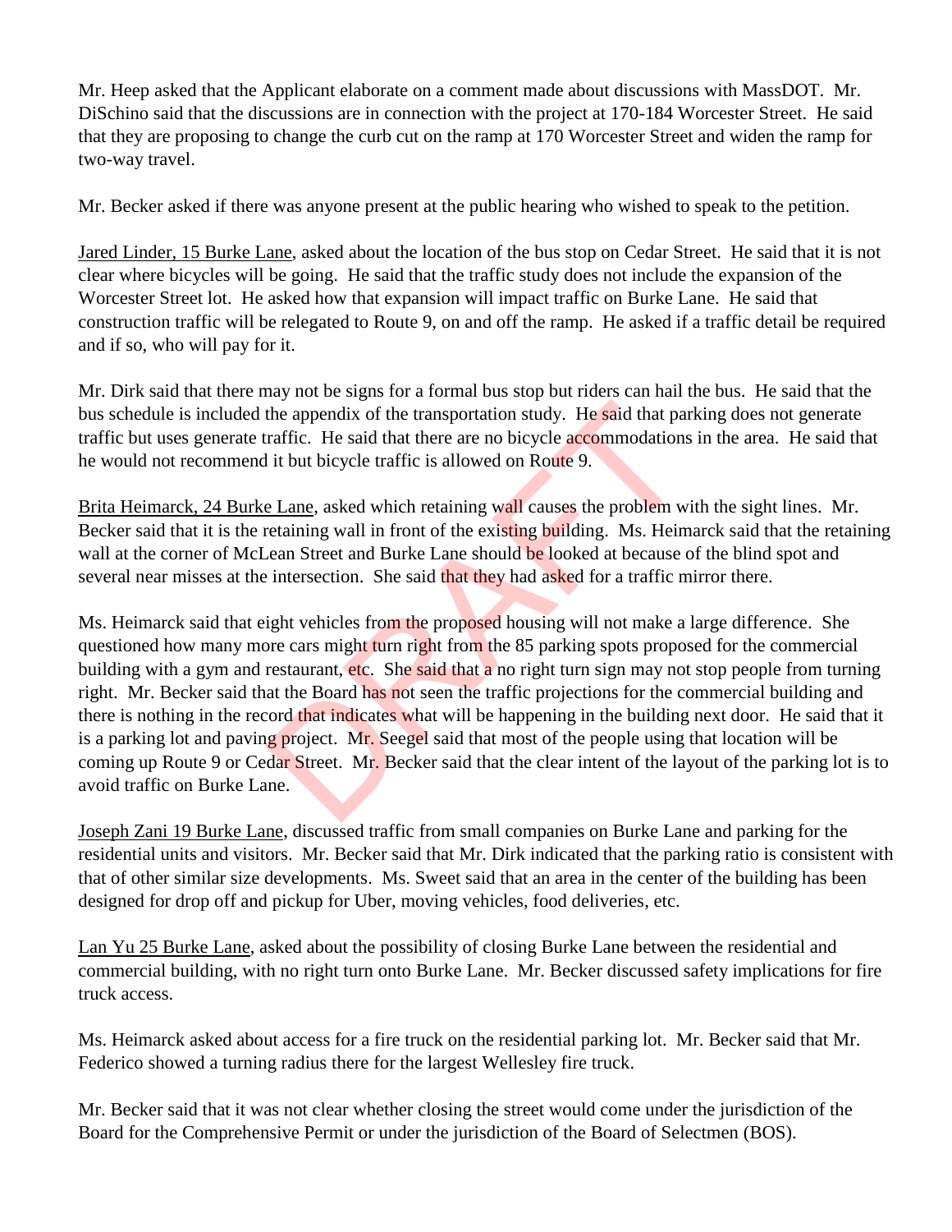Mr. Heep asked that the Applicant elaborate on a comment made about discussions with MassDOT. Mr. DiSchino said that the discussions are in connection with the project at 170-184 Worcester Street. He said that they are proposing to change the curb cut on the ramp at 170 Worcester Street and widen the ramp for two-way travel.

Mr. Becker asked if there was anyone present at the public hearing who wished to speak to the petition.

Jared Linder, 15 Burke Lane, asked about the location of the bus stop on Cedar Street. He said that it is not clear where bicycles will be going. He said that the traffic study does not include the expansion of the Worcester Street lot. He asked how that expansion will impact traffic on Burke Lane. He said that construction traffic will be relegated to Route 9, on and off the ramp. He asked if a traffic detail be required and if so, who will pay for it.

Mr. Dirk said that there may not be signs for a formal bus stop but riders can hail the bus. He said that the bus schedule is included the appendix of the transportation study. He said that parking does not generate traffic but uses generate traffic. He said that there are no bicycle accommodations in the area. He said that he would not recommend it but bicycle traffic is allowed on Route 9.

Brita Heimarck, 24 Burke Lane, asked which retaining wall causes the problem with the sight lines. Mr. Becker said that it is the retaining wall in front of the existing building. Ms. Heimarck said that the retaining wall at the corner of McLean Street and Burke Lane should be looked at because of the blind spot and several near misses at the intersection. She said that they had asked for a traffic mirror there.

Ms. Heimarck said that eight vehicles from the proposed housing will not make a large difference. She questioned how many more cars might turn right from the 85 parking spots proposed for the commercial building with a gym and restaurant, etc. She said that a no right turn sign may not stop people from turning right. Mr. Becker said that the Board has not seen the traffic projections for the commercial building and there is nothing in the record that indicates what will be happening in the building next door. He said that it is a parking lot and paving project. Mr. Seegel said that most of the people using that location will be coming up Route 9 or Cedar Street. Mr. Becker said that the clear intent of the layout of the parking lot is to avoid traffic on Burke Lane.

Joseph Zani 19 Burke Lane, discussed traffic from small companies on Burke Lane and parking for the residential units and visitors. Mr. Becker said that Mr. Dirk indicated that the parking ratio is consistent with that of other similar size developments. Ms. Sweet said that an area in the center of the building has been designed for drop off and pickup for Uber, moving vehicles, food deliveries, etc.

Lan Yu 25 Burke Lane, asked about the possibility of closing Burke Lane between the residential and commercial building, with no right turn onto Burke Lane. Mr. Becker discussed safety implications for fire truck access.

Ms. Heimarck asked about access for a fire truck on the residential parking lot. Mr. Becker said that Mr. Federico showed a turning radius there for the largest Wellesley fire truck.

Mr. Becker said that it was not clear whether closing the street would come under the jurisdiction of the Board for the Comprehensive Permit or under the jurisdiction of the Board of Selectmen (BOS).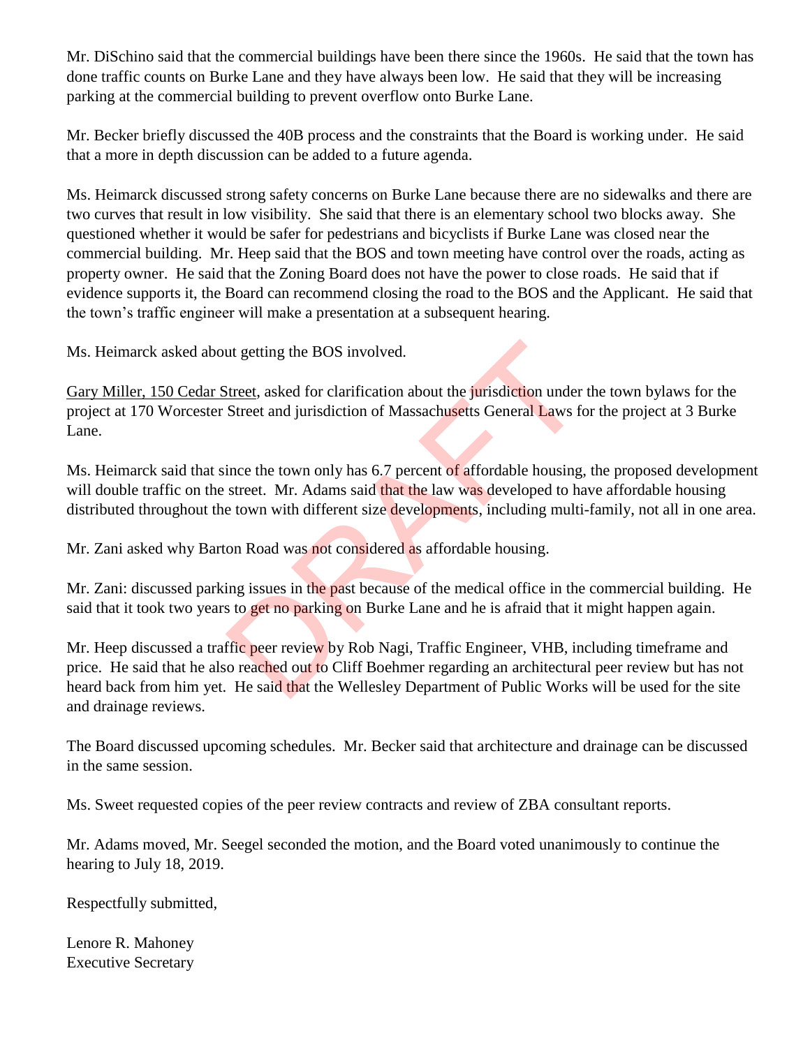Mr. DiSchino said that the commercial buildings have been there since the 1960s. He said that the town has done traffic counts on Burke Lane and they have always been low. He said that they will be increasing parking at the commercial building to prevent overflow onto Burke Lane.

Mr. Becker briefly discussed the 40B process and the constraints that the Board is working under. He said that a more in depth discussion can be added to a future agenda.

Ms. Heimarck discussed strong safety concerns on Burke Lane because there are no sidewalks and there are two curves that result in low visibility. She said that there is an elementary school two blocks away. She questioned whether it would be safer for pedestrians and bicyclists if Burke Lane was closed near the commercial building. Mr. Heep said that the BOS and town meeting have control over the roads, acting as property owner. He said that the Zoning Board does not have the power to close roads. He said that if evidence supports it, the Board can recommend closing the road to the BOS and the Applicant. He said that the town's traffic engineer will make a presentation at a subsequent hearing.

Ms. Heimarck asked about getting the BOS involved.

Gary Miller, 150 Cedar Street, asked for clarification about the jurisdiction under the town bylaws for the project at 170 Worcester Street and jurisdiction of Massachusetts General Laws for the project at 3 Burke Lane.

Ms. Heimarck said that since the town only has 6.7 percent of affordable housing, the proposed development will double traffic on the street. Mr. Adams said that the law was developed to have affordable housing distributed throughout the town with different size developments, including multi-family, not all in one area.

Mr. Zani asked why Barton Road was not considered as affordable housing.

Mr. Zani: discussed parking issues in the past because of the medical office in the commercial building. He said that it took two years to get no parking on Burke Lane and he is afraid that it might happen again.

Mr. Heep discussed a traffic peer review by Rob Nagi, Traffic Engineer, VHB, including timeframe and price. He said that he also reached out to Cliff Boehmer regarding an architectural peer review but has not heard back from him yet. He said that the Wellesley Department of Public Works will be used for the site and drainage reviews.

The Board discussed upcoming schedules. Mr. Becker said that architecture and drainage can be discussed in the same session.

Ms. Sweet requested copies of the peer review contracts and review of ZBA consultant reports.

Mr. Adams moved, Mr. Seegel seconded the motion, and the Board voted unanimously to continue the hearing to July 18, 2019.

Respectfully submitted,

Lenore R. Mahoney
Executive Secretary